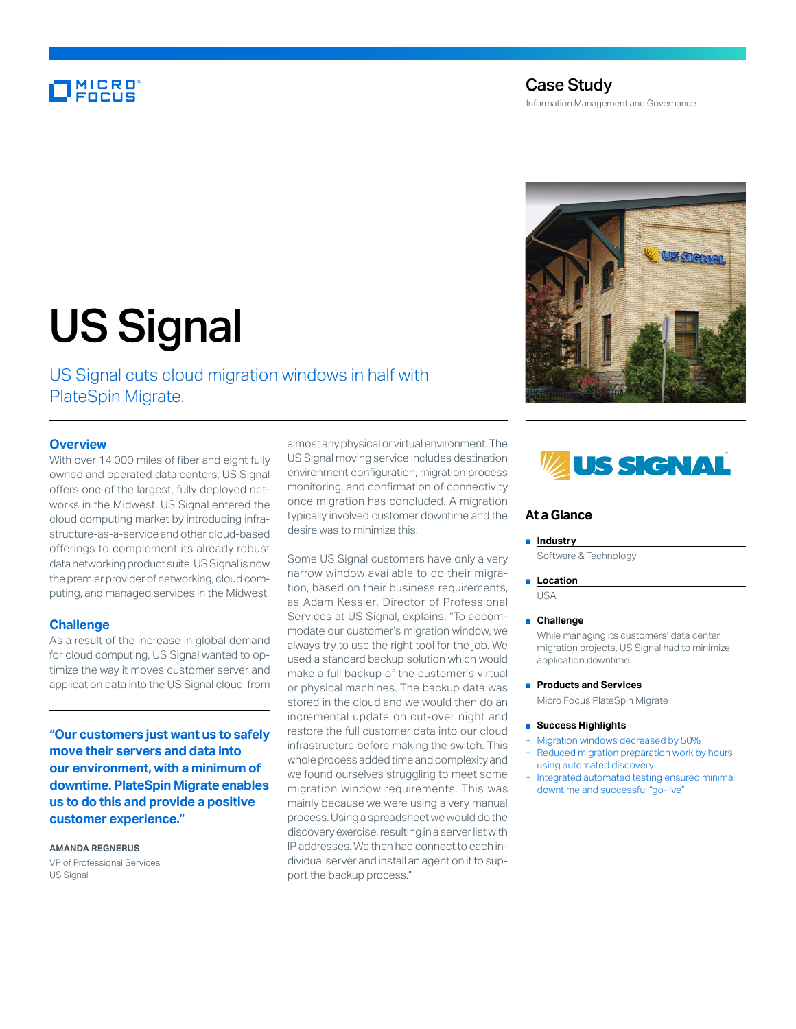Case Study

Information Management and Governance

# US Signal

US Signal cuts cloud migration windows in half with PlateSpin Migrate.

## Overview

With over 14,000 miles of fiber and eight fully owned and operated data centers, US Signal offers one of the largest, fully deployed networks in the Midwest. US Signal entered the cloud computing market by introducing infrastructure-as-a-service and other cloud-based offerings to complement its already robust data networking product suite. US Signal is now the premier provider of networking, cloud computing, and managed services in the Midwest.

## Challenge

As a result of the increase in global demand for cloud computing, US Signal wanted to optimize the way it moves customer server and application data into the US Signal cloud, from almost any physical or virtual environment. The US Signal moving service includes destination environment configuration, migration process monitoring, and confirmation of connectivity once migration has concluded. A migration typically involved customer downtime and the desire was to minimize this.

**"Our customers just want us to safely move their servers and data into our environment, with a minimum of downtime. PlateSpin Migrate enables us to do this and provide a positive customer experience."**

**AMANDA REGNERUS**
VP of Professional Services
US Signal

Some US Signal customers have only a very narrow window available to do their migration, based on their business requirements, as Adam Kessler, Director of Professional Services at US Signal, explains: "To accommodate our customer's migration window, we always try to use the right tool for the job. We used a standard backup solution which would make a full backup of the customer's virtual or physical machines. The backup data was stored in the cloud and we would then do an incremental update on cut-over night and restore the full customer data into our cloud infrastructure before making the switch. This whole process added time and complexity and we found ourselves struggling to meet some migration window requirements. This was mainly because we were using a very manual process. Using a spreadsheet we would do the discovery exercise, resulting in a server list with IP addresses. We then had connect to each individual server and install an agent on it to support the backup process."

## At a Glance

- **Industry**
  Software & Technology
- **Location**
  USA
- **Challenge**
  While managing its customers' data center migration projects, US Signal had to minimize application downtime.
- **Products and Services**
  Micro Focus PlateSpin Migrate
- **Success Highlights**
  - Migration windows decreased by 50%
  - Reduced migration preparation work by hours using automated discovery
  - Integrated automated testing ensured minimal downtime and successful "go-live"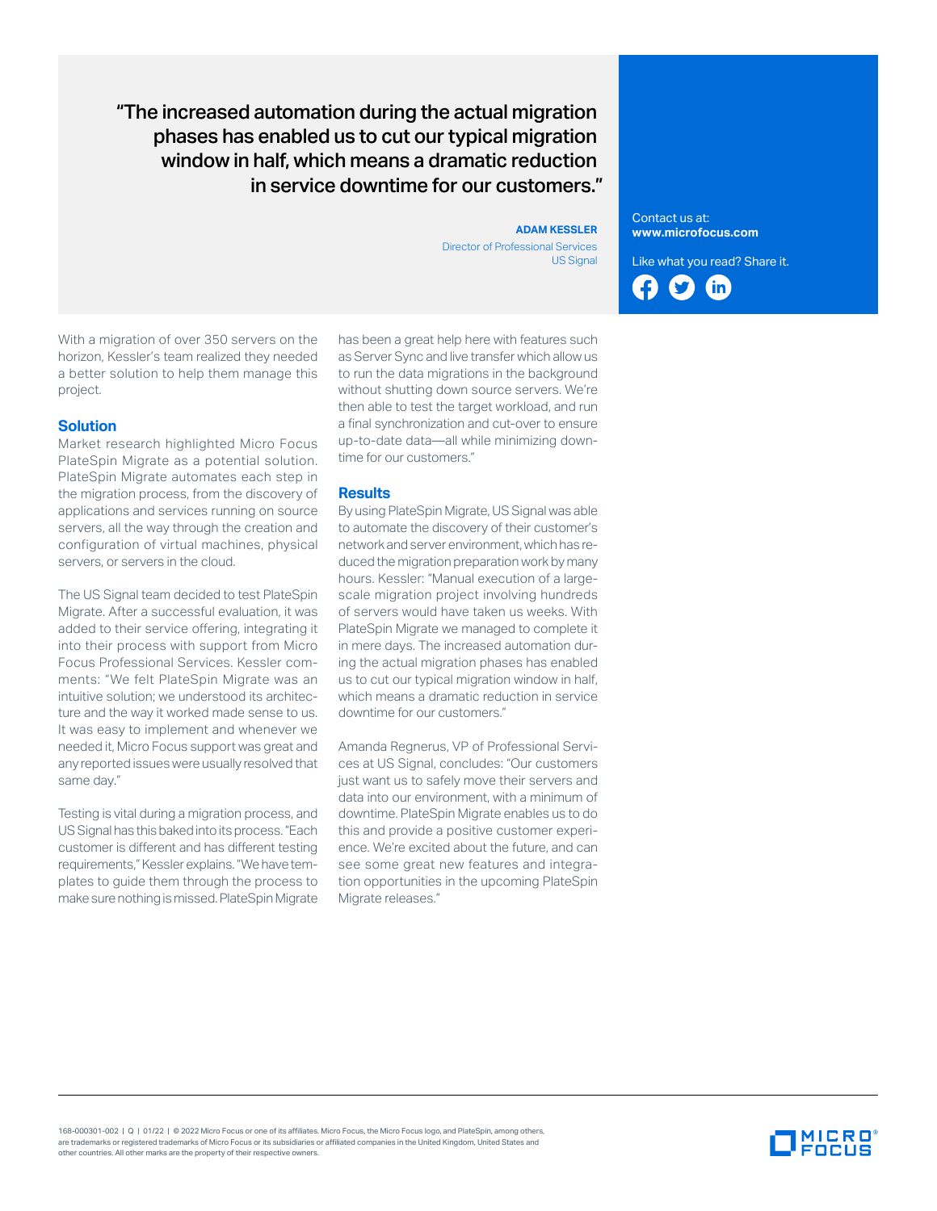> "The increased automation during the actual migration phases has enabled us to cut our typical migration window in half, which means a dramatic reduction in service downtime for our customers."

**ADAM KESSLER**
Director of Professional Services
US Signal

Contact us at:
**www.microfocus.com**

Like what you read? Share it.

With a migration of over 350 servers on the horizon, Kessler's team realized they needed a better solution to help them manage this project.

## Solution

Market research highlighted Micro Focus PlateSpin Migrate as a potential solution. PlateSpin Migrate automates each step in the migration process, from the discovery of applications and services running on source servers, all the way through the creation and configuration of virtual machines, physical servers, or servers in the cloud.

The US Signal team decided to test PlateSpin Migrate. After a successful evaluation, it was added to their service offering, integrating it into their process with support from Micro Focus Professional Services. Kessler comments: "We felt PlateSpin Migrate was an intuitive solution; we understood its architecture and the way it worked made sense to us. It was easy to implement and whenever we needed it, Micro Focus support was great and any reported issues were usually resolved that same day."

Testing is vital during a migration process, and US Signal has this baked into its process. "Each customer is different and has different testing requirements," Kessler explains. "We have templates to guide them through the process to make sure nothing is missed. PlateSpin Migrate has been a great help here with features such as Server Sync and live transfer which allow us to run the data migrations in the background without shutting down source servers. We're then able to test the target workload, and run a final synchronization and cut-over to ensure up-to-date data—all while minimizing downtime for our customers."

## Results

By using PlateSpin Migrate, US Signal was able to automate the discovery of their customer's network and server environment, which has reduced the migration preparation work by many hours. Kessler: "Manual execution of a large-scale migration project involving hundreds of servers would have taken us weeks. With PlateSpin Migrate we managed to complete it in mere days. The increased automation during the actual migration phases has enabled us to cut our typical migration window in half, which means a dramatic reduction in service downtime for our customers."

Amanda Regnerus, VP of Professional Services at US Signal, concludes: "Our customers just want us to safely move their servers and data into our environment, with a minimum of downtime. PlateSpin Migrate enables us to do this and provide a positive customer experience. We're excited about the future, and can see some great new features and integration opportunities in the upcoming PlateSpin Migrate releases."

168-000301-002 | Q | 01/22 | © 2022 Micro Focus or one of its affiliates. Micro Focus, the Micro Focus logo, and PlateSpin, among others, are trademarks or registered trademarks of Micro Focus or its subsidiaries or affiliated companies in the United Kingdom, United States and other countries. All other marks are the property of their respective owners.